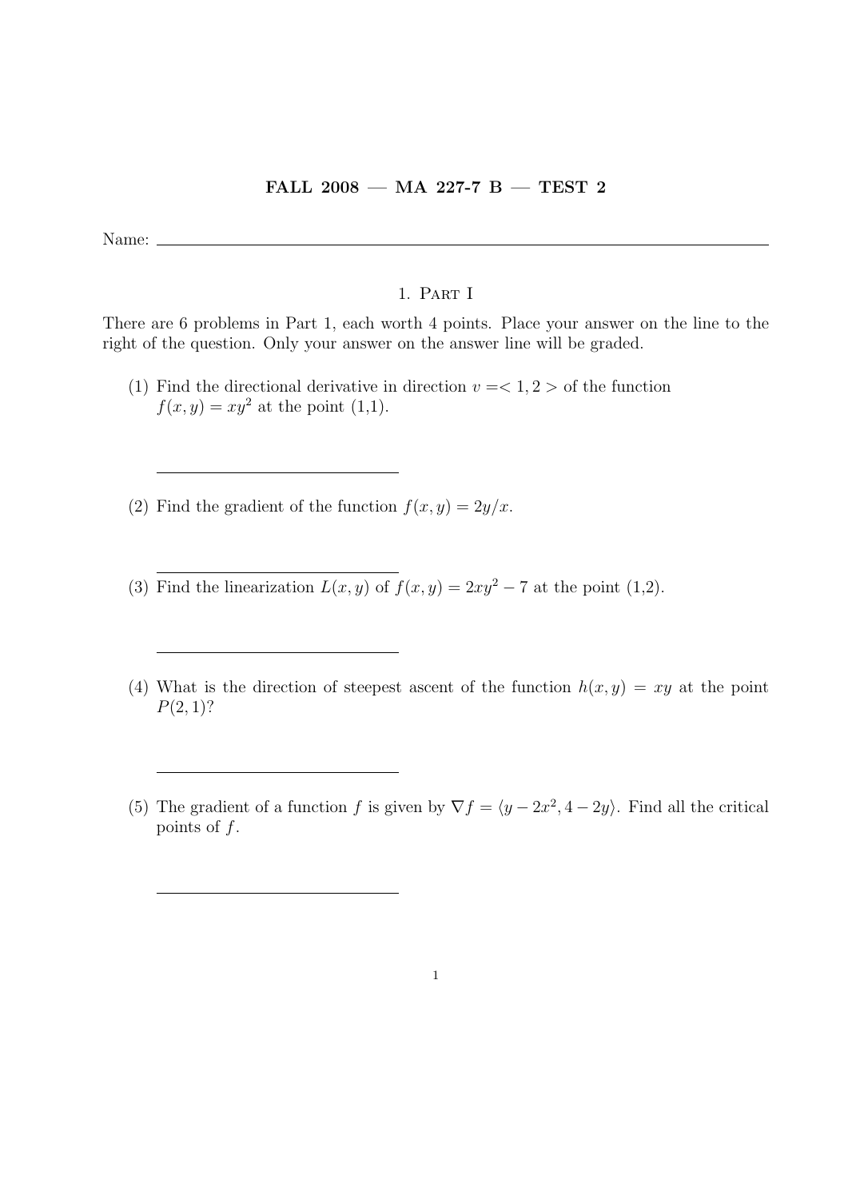**FALL 2008 — MA 227-7 B — TEST 2**

Name: \_\_\_\_\_\_\_\_\_\_\_\_\_\_\_\_\_\_\_\_\_\_\_\_\_\_\_\_\_\_\_\_\_\_\_\_\_\_\_\_

## 1. Part I

There are 6 problems in Part 1, each worth 4 points. Place your answer on the line to the right of the question. Only your answer on the answer line will be graded.

(1) Find the directional derivative in direction $v = < 1, 2 >$ of the function $f(x, y) = xy^2$ at the point (1,1).

\_\_\_\_\_\_\_\_\_\_\_\_\_\_\_\_\_\_\_\_\_\_\_\_\_\_

(2) Find the gradient of the function $f(x, y) = 2y/x$.

\_\_\_\_\_\_\_\_\_\_\_\_\_\_\_\_\_\_\_\_\_\_\_\_\_\_

(3) Find the linearization $L(x, y)$ of $f(x, y) = 2xy^2 - 7$ at the point (1,2).

\_\_\_\_\_\_\_\_\_\_\_\_\_\_\_\_\_\_\_\_\_\_\_\_\_\_

(4) What is the direction of steepest ascent of the function $h(x, y) = xy$ at the point $P(2, 1)$?

\_\_\_\_\_\_\_\_\_\_\_\_\_\_\_\_\_\_\_\_\_\_\_\_\_\_

(5) The gradient of a function $f$ is given by $\nabla f = \langle y - 2x^2, 4 - 2y \rangle$. Find all the critical points of $f$.

\_\_\_\_\_\_\_\_\_\_\_\_\_\_\_\_\_\_\_\_\_\_\_\_\_\_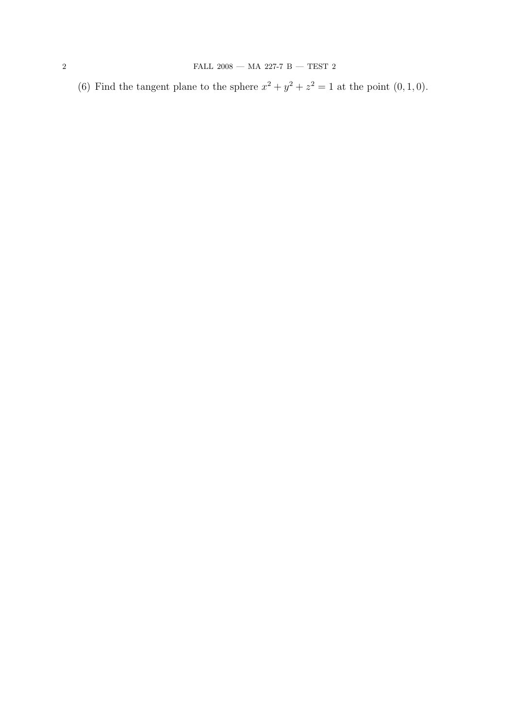(6) Find the tangent plane to the sphere $x^2 + y^2 + z^2 = 1$ at the point $(0, 1, 0)$.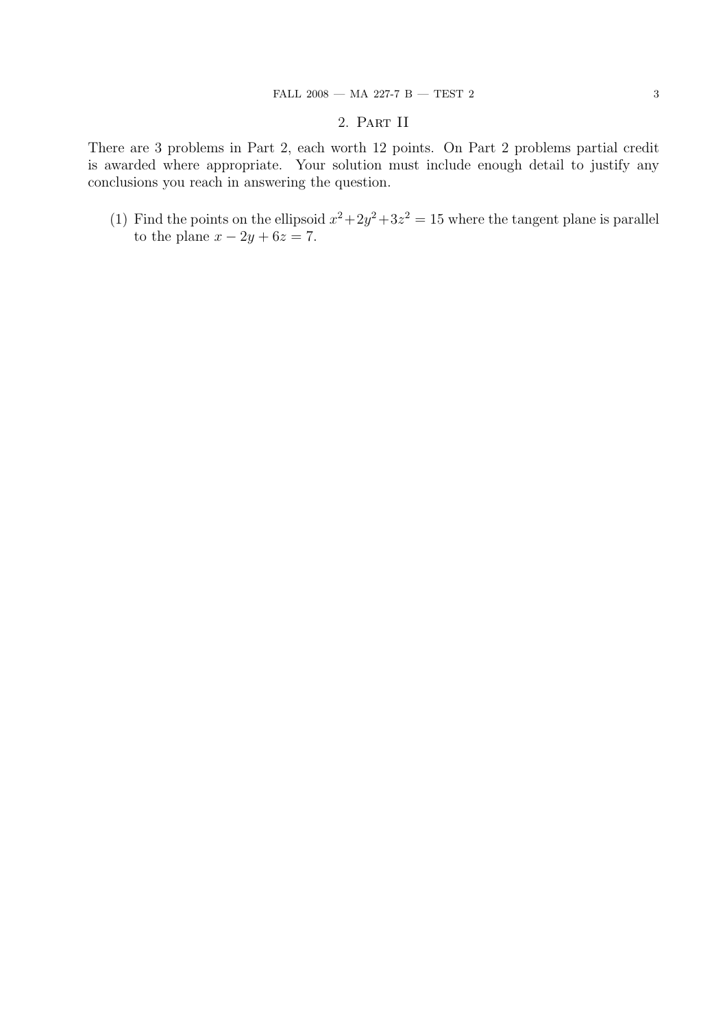## 2. Part II

There are 3 problems in Part 2, each worth 12 points. On Part 2 problems partial credit is awarded where appropriate. Your solution must include enough detail to justify any conclusions you reach in answering the question.

(1) Find the points on the ellipsoid $x^2+2y^2+3z^2 = 15$ where the tangent plane is parallel to the plane $x - 2y + 6z = 7$.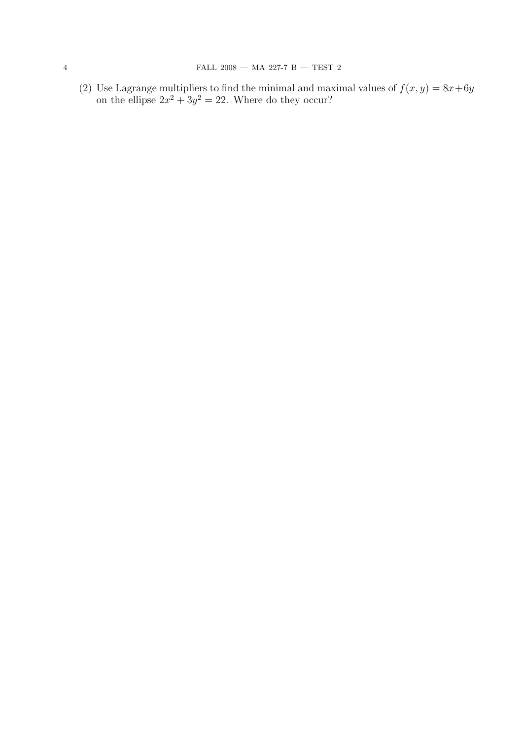(2) Use Lagrange multipliers to find the minimal and maximal values of $f(x, y) = 8x + 6y$ on the ellipse $2x^2 + 3y^2 = 22$. Where do they occur?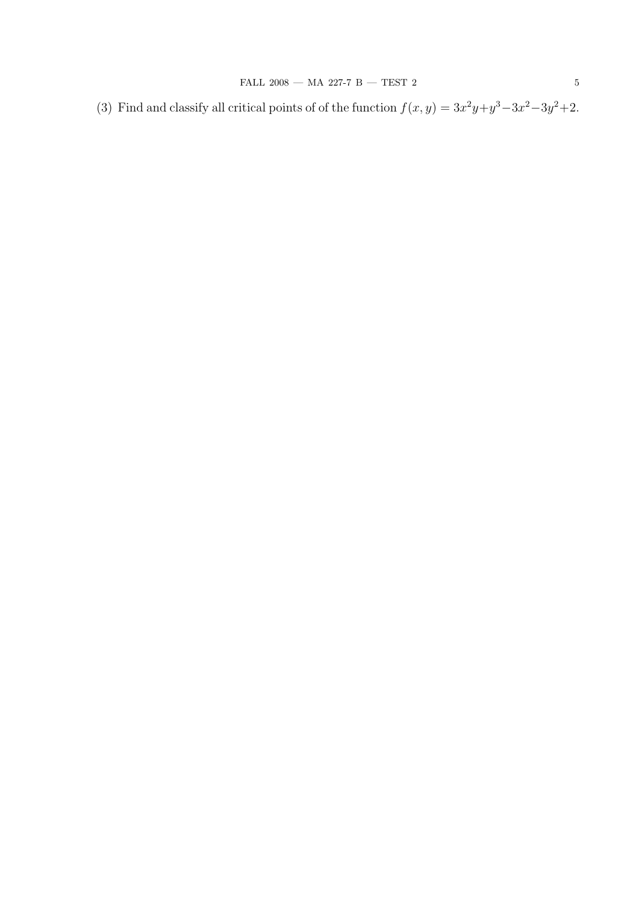(3) Find and classify all critical points of of the function $f(x, y) = 3x^2y + y^3 - 3x^2 - 3y^2 + 2$.